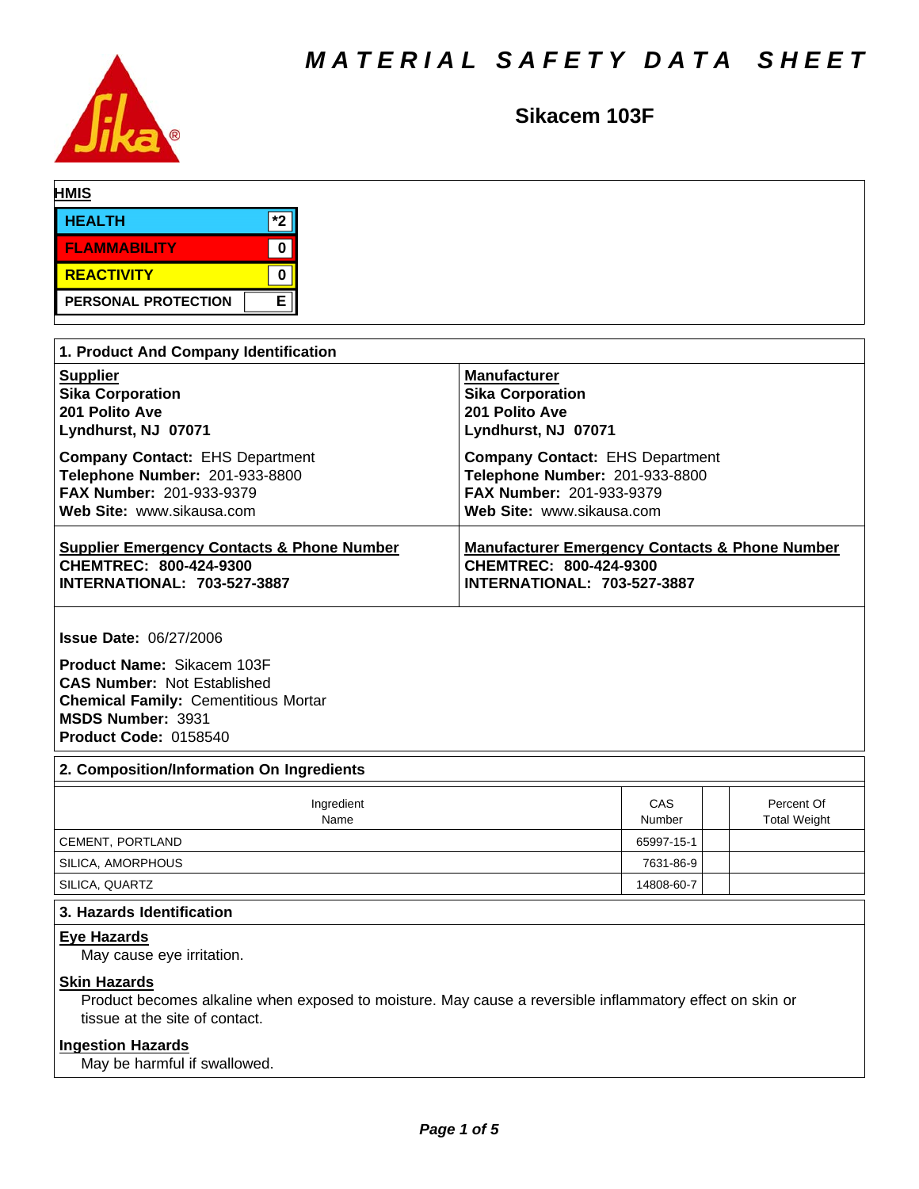# MATERIAL SAFETY DATA SHEET

## Sikacem 103F

**HMIS**

| | |
|---|---|
| HEALTH | *2 |
| FLAMMABILITY | 0 |
| REACTIVITY | 0 |
| PERSONAL PROTECTION | E |

## 1. Product And Company Identification

**Supplier**
**Sika Corporation**
**201 Polito Ave**
**Lyndhurst, NJ 07071**

**Company Contact:** EHS Department
**Telephone Number:** 201-933-8800
**FAX Number:** 201-933-9379
**Web Site:** www.sikausa.com

**Manufacturer**
**Sika Corporation**
**201 Polito Ave**
**Lyndhurst, NJ 07071**

**Company Contact:** EHS Department
**Telephone Number:** 201-933-8800
**FAX Number:** 201-933-9379
**Web Site:** www.sikausa.com

**Supplier Emergency Contacts & Phone Number**
**CHEMTREC: 800-424-9300**
**INTERNATIONAL: 703-527-3887**

**Manufacturer Emergency Contacts & Phone Number**
**CHEMTREC: 800-424-9300**
**INTERNATIONAL: 703-527-3887**

**Issue Date:** 06/27/2006

**Product Name:** Sikacem 103F
**CAS Number:** Not Established
**Chemical Family:** Cementitious Mortar
**MSDS Number:** 3931
**Product Code:** 0158540

## 2. Composition/Information On Ingredients

| Ingredient Name | CAS Number | | Percent Of Total Weight |
|---|---|---|---|
| CEMENT, PORTLAND | 65997-15-1 | | |
| SILICA, AMORPHOUS | 7631-86-9 | | |
| SILICA, QUARTZ | 14808-60-7 | | |

## 3. Hazards Identification

**Eye Hazards**
May cause eye irritation.

**Skin Hazards**
Product becomes alkaline when exposed to moisture. May cause a reversible inflammatory effect on skin or tissue at the site of contact.

**Ingestion Hazards**
May be harmful if swallowed.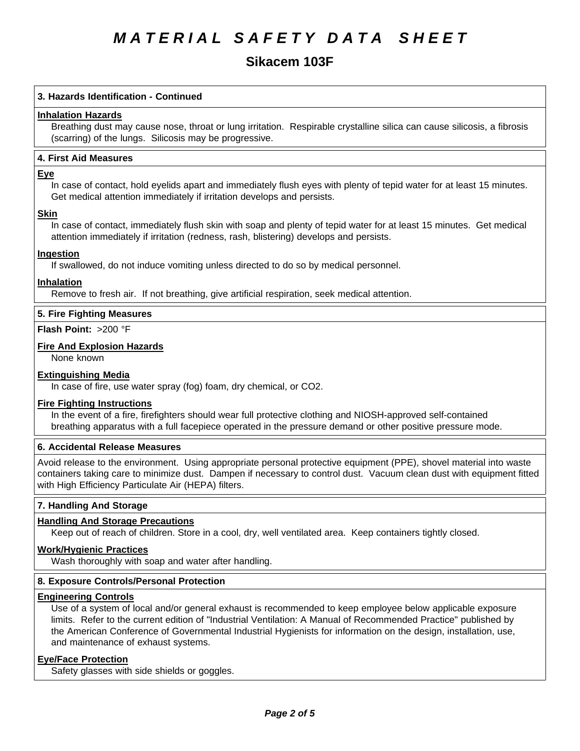# MATERIAL SAFETY DATA SHEET

## Sikacem 103F

### 3. Hazards Identification - Continued

**Inhalation Hazards**

Breathing dust may cause nose, throat or lung irritation. Respirable crystalline silica can cause silicosis, a fibrosis (scarring) of the lungs. Silicosis may be progressive.

### 4. First Aid Measures

**Eye**

In case of contact, hold eyelids apart and immediately flush eyes with plenty of tepid water for at least 15 minutes. Get medical attention immediately if irritation develops and persists.

**Skin**

In case of contact, immediately flush skin with soap and plenty of tepid water for at least 15 minutes. Get medical attention immediately if irritation (redness, rash, blistering) develops and persists.

**Ingestion**

If swallowed, do not induce vomiting unless directed to do so by medical personnel.

**Inhalation**

Remove to fresh air. If not breathing, give artificial respiration, seek medical attention.

### 5. Fire Fighting Measures

**Flash Point:** >200 °F

**Fire And Explosion Hazards**

None known

**Extinguishing Media**

In case of fire, use water spray (fog) foam, dry chemical, or $CO_2$.

**Fire Fighting Instructions**

In the event of a fire, firefighters should wear full protective clothing and NIOSH-approved self-contained breathing apparatus with a full facepiece operated in the pressure demand or other positive pressure mode.

### 6. Accidental Release Measures

Avoid release to the environment. Using appropriate personal protective equipment (PPE), shovel material into waste containers taking care to minimize dust. Dampen if necessary to control dust. Vacuum clean dust with equipment fitted with High Efficiency Particulate Air (HEPA) filters.

### 7. Handling And Storage

**Handling And Storage Precautions**

Keep out of reach of children. Store in a cool, dry, well ventilated area. Keep containers tightly closed.

**Work/Hygienic Practices**

Wash thoroughly with soap and water after handling.

### 8. Exposure Controls/Personal Protection

**Engineering Controls**

Use of a system of local and/or general exhaust is recommended to keep employee below applicable exposure limits. Refer to the current edition of "Industrial Ventilation: A Manual of Recommended Practice" published by the American Conference of Governmental Industrial Hygienists for information on the design, installation, use, and maintenance of exhaust systems.

**Eye/Face Protection**

Safety glasses with side shields or goggles.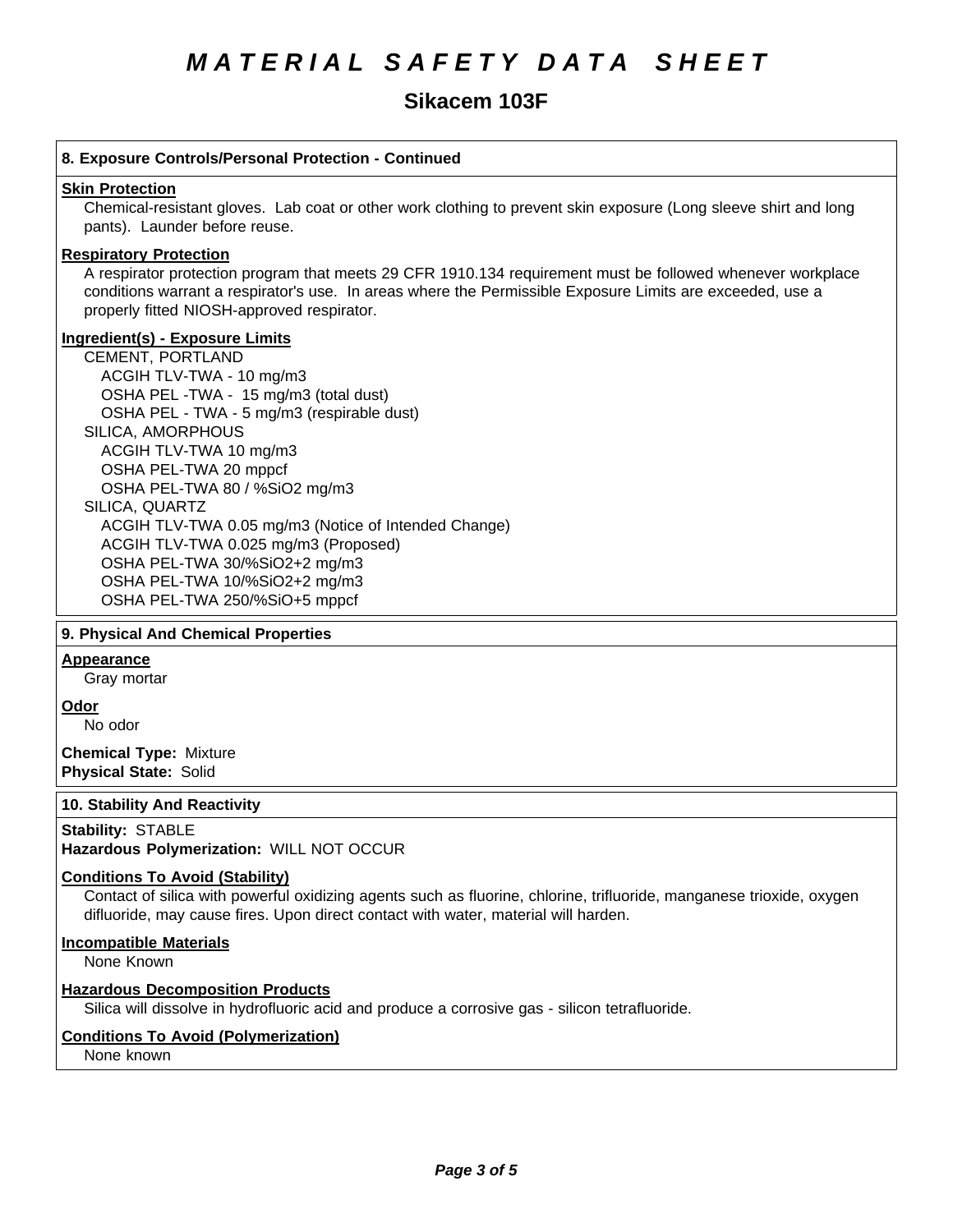# MATERIAL SAFETY DATA SHEET

## Sikacem 103F

### 8. Exposure Controls/Personal Protection - Continued

**Skin Protection**

Chemical-resistant gloves. Lab coat or other work clothing to prevent skin exposure (Long sleeve shirt and long pants). Launder before reuse.

**Respiratory Protection**

A respirator protection program that meets 29 CFR 1910.134 requirement must be followed whenever workplace conditions warrant a respirator's use. In areas where the Permissible Exposure Limits are exceeded, use a properly fitted NIOSH-approved respirator.

**Ingredient(s) - Exposure Limits**

CEMENT, PORTLAND
- ACGIH TLV-TWA - 10 mg/m3
- OSHA PEL -TWA - 15 mg/m3 (total dust)
- OSHA PEL - TWA - 5 mg/m3 (respirable dust)

SILICA, AMORPHOUS
- ACGIH TLV-TWA 10 mg/m3
- OSHA PEL-TWA 20 mppcf
- OSHA PEL-TWA 80 / %SiO2 mg/m3

SILICA, QUARTZ
- ACGIH TLV-TWA 0.05 mg/m3 (Notice of Intended Change)
- ACGIH TLV-TWA 0.025 mg/m3 (Proposed)
- OSHA PEL-TWA 30/%SiO2+2 mg/m3
- OSHA PEL-TWA 10/%SiO2+2 mg/m3
- OSHA PEL-TWA 250/%SiO+5 mppcf

### 9. Physical And Chemical Properties

**Appearance**

Gray mortar

**Odor**

No odor

**Chemical Type:** Mixture
**Physical State:** Solid

### 10. Stability And Reactivity

**Stability:** STABLE
**Hazardous Polymerization:** WILL NOT OCCUR

**Conditions To Avoid (Stability)**

Contact of silica with powerful oxidizing agents such as fluorine, chlorine, trifluoride, manganese trioxide, oxygen difluoride, may cause fires. Upon direct contact with water, material will harden.

**Incompatible Materials**

None Known

**Hazardous Decomposition Products**

Silica will dissolve in hydrofluoric acid and produce a corrosive gas - silicon tetrafluoride.

**Conditions To Avoid (Polymerization)**

None known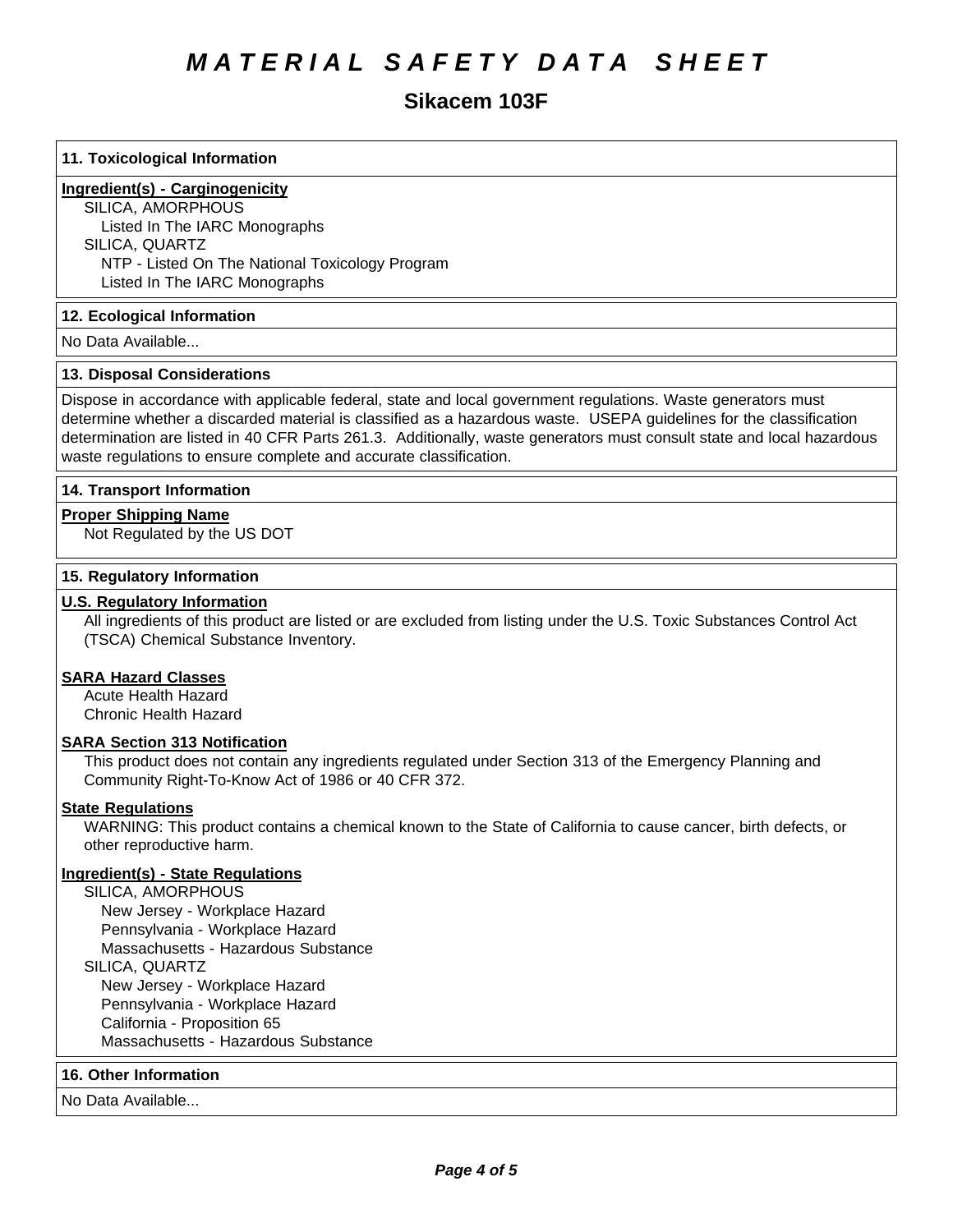# MATERIAL SAFETY DATA SHEET

## Sikacem 103F

### 11. Toxicological Information

**Ingredient(s) - Carginogenicity**

SILICA, AMORPHOUS
- Listed In The IARC Monographs

SILICA, QUARTZ
- NTP - Listed On The National Toxicology Program
- Listed In The IARC Monographs

### 12. Ecological Information

No Data Available...

### 13. Disposal Considerations

Dispose in accordance with applicable federal, state and local government regulations. Waste generators must determine whether a discarded material is classified as a hazardous waste. USEPA guidelines for the classification determination are listed in 40 CFR Parts 261.3. Additionally, waste generators must consult state and local hazardous waste regulations to ensure complete and accurate classification.

### 14. Transport Information

**Proper Shipping Name**

Not Regulated by the US DOT

### 15. Regulatory Information

**U.S. Regulatory Information**

All ingredients of this product are listed or are excluded from listing under the U.S. Toxic Substances Control Act (TSCA) Chemical Substance Inventory.

**SARA Hazard Classes**

Acute Health Hazard
Chronic Health Hazard

**SARA Section 313 Notification**

This product does not contain any ingredients regulated under Section 313 of the Emergency Planning and Community Right-To-Know Act of 1986 or 40 CFR 372.

**State Regulations**

WARNING: This product contains a chemical known to the State of California to cause cancer, birth defects, or other reproductive harm.

**Ingredient(s) - State Regulations**

SILICA, AMORPHOUS
- New Jersey - Workplace Hazard
- Pennsylvania - Workplace Hazard
- Massachusetts - Hazardous Substance

SILICA, QUARTZ
- New Jersey - Workplace Hazard
- Pennsylvania - Workplace Hazard
- California - Proposition 65
- Massachusetts - Hazardous Substance

### 16. Other Information

No Data Available...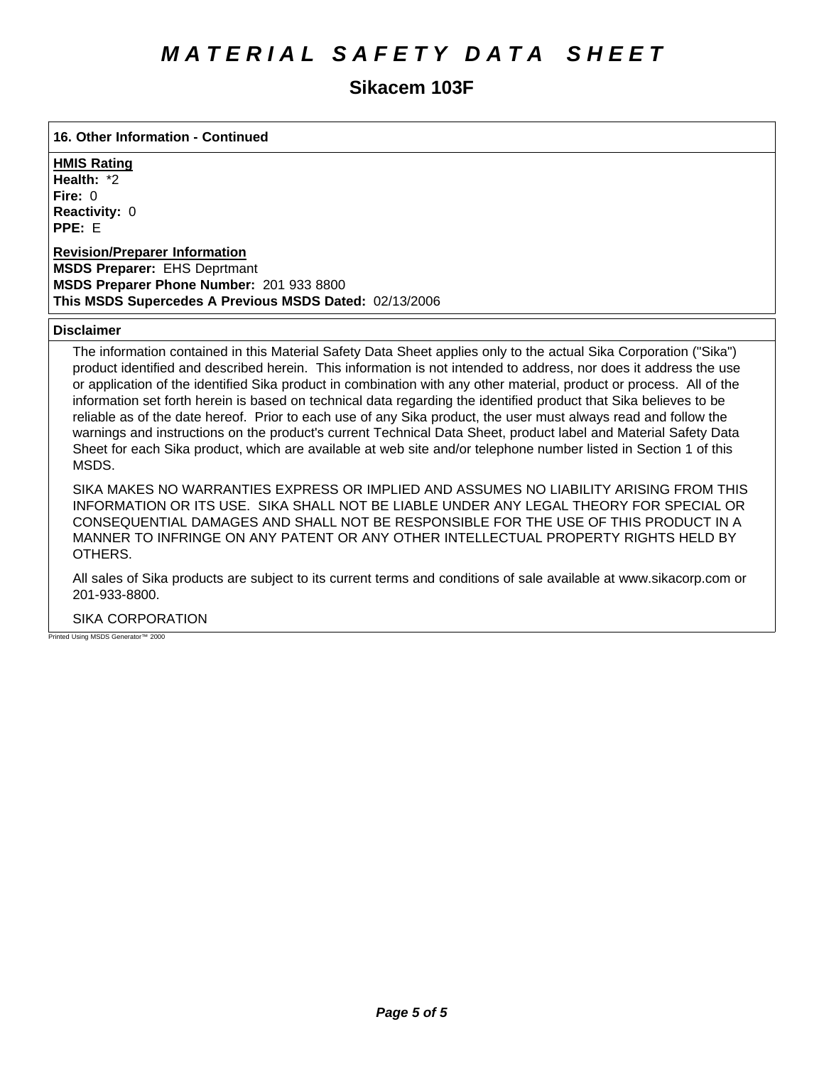# MATERIAL SAFETY DATA SHEET

## Sikacem 103F

### 16. Other Information - Continued

**HMIS Rating**
**Health:** *2
**Fire:** 0
**Reactivity:** 0
**PPE:** E

**Revision/Preparer Information**
**MSDS Preparer:** EHS Deprtmant
**MSDS Preparer Phone Number:** 201 933 8800
**This MSDS Supercedes A Previous MSDS Dated:** 02/13/2006

### Disclaimer

The information contained in this Material Safety Data Sheet applies only to the actual Sika Corporation ("Sika") product identified and described herein. This information is not intended to address, nor does it address the use or application of the identified Sika product in combination with any other material, product or process. All of the information set forth herein is based on technical data regarding the identified product that Sika believes to be reliable as of the date hereof. Prior to each use of any Sika product, the user must always read and follow the warnings and instructions on the product's current Technical Data Sheet, product label and Material Safety Data Sheet for each Sika product, which are available at web site and/or telephone number listed in Section 1 of this MSDS.

SIKA MAKES NO WARRANTIES EXPRESS OR IMPLIED AND ASSUMES NO LIABILITY ARISING FROM THIS INFORMATION OR ITS USE. SIKA SHALL NOT BE LIABLE UNDER ANY LEGAL THEORY FOR SPECIAL OR CONSEQUENTIAL DAMAGES AND SHALL NOT BE RESPONSIBLE FOR THE USE OF THIS PRODUCT IN A MANNER TO INFRINGE ON ANY PATENT OR ANY OTHER INTELLECTUAL PROPERTY RIGHTS HELD BY OTHERS.

All sales of Sika products are subject to its current terms and conditions of sale available at www.sikacorp.com or 201-933-8800.

SIKA CORPORATION

Printed Using MSDS Generator™ 2000